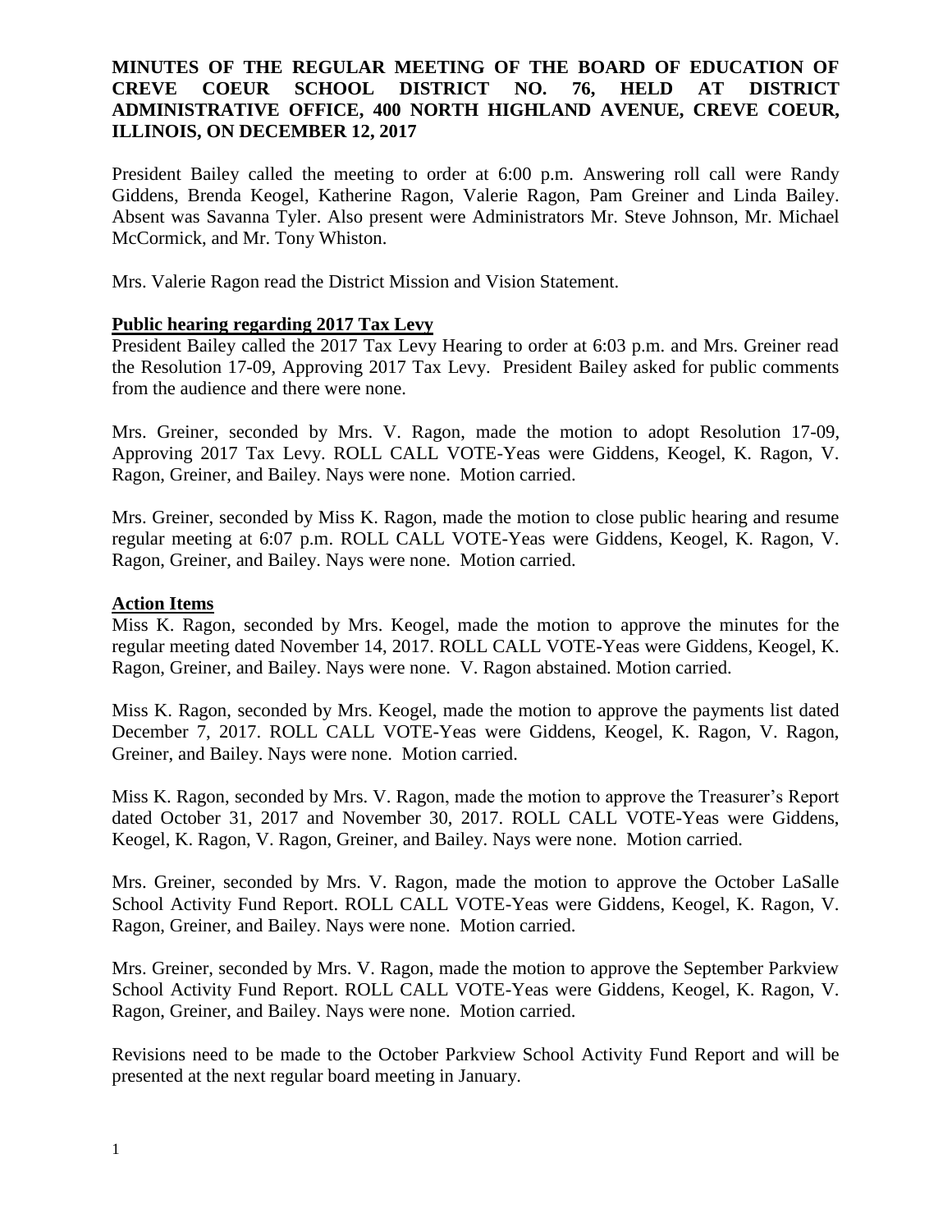**MINUTES OF THE REGULAR MEETING OF THE BOARD OF EDUCATION OF CREVE COEUR SCHOOL DISTRICT NO. 76, HELD AT DISTRICT ADMINISTRATIVE OFFICE, 400 NORTH HIGHLAND AVENUE, CREVE COEUR, ILLINOIS, ON DECEMBER 12, 2017**

President Bailey called the meeting to order at 6:00 p.m. Answering roll call were Randy Giddens, Brenda Keogel, Katherine Ragon, Valerie Ragon, Pam Greiner and Linda Bailey. Absent was Savanna Tyler. Also present were Administrators Mr. Steve Johnson, Mr. Michael McCormick, and Mr. Tony Whiston.

Mrs. Valerie Ragon read the District Mission and Vision Statement.

**Public hearing regarding 2017 Tax Levy**

President Bailey called the 2017 Tax Levy Hearing to order at 6:03 p.m. and Mrs. Greiner read the Resolution 17-09, Approving 2017 Tax Levy. President Bailey asked for public comments from the audience and there were none.

Mrs. Greiner, seconded by Mrs. V. Ragon, made the motion to adopt Resolution 17-09, Approving 2017 Tax Levy. ROLL CALL VOTE-Yeas were Giddens, Keogel, K. Ragon, V. Ragon, Greiner, and Bailey. Nays were none. Motion carried.

Mrs. Greiner, seconded by Miss K. Ragon, made the motion to close public hearing and resume regular meeting at 6:07 p.m. ROLL CALL VOTE-Yeas were Giddens, Keogel, K. Ragon, V. Ragon, Greiner, and Bailey. Nays were none. Motion carried.

**Action Items**

Miss K. Ragon, seconded by Mrs. Keogel, made the motion to approve the minutes for the regular meeting dated November 14, 2017. ROLL CALL VOTE-Yeas were Giddens, Keogel, K. Ragon, Greiner, and Bailey. Nays were none. V. Ragon abstained. Motion carried.

Miss K. Ragon, seconded by Mrs. Keogel, made the motion to approve the payments list dated December 7, 2017. ROLL CALL VOTE-Yeas were Giddens, Keogel, K. Ragon, V. Ragon, Greiner, and Bailey. Nays were none. Motion carried.

Miss K. Ragon, seconded by Mrs. V. Ragon, made the motion to approve the Treasurer's Report dated October 31, 2017 and November 30, 2017. ROLL CALL VOTE-Yeas were Giddens, Keogel, K. Ragon, V. Ragon, Greiner, and Bailey. Nays were none. Motion carried.

Mrs. Greiner, seconded by Mrs. V. Ragon, made the motion to approve the October LaSalle School Activity Fund Report. ROLL CALL VOTE-Yeas were Giddens, Keogel, K. Ragon, V. Ragon, Greiner, and Bailey. Nays were none. Motion carried.

Mrs. Greiner, seconded by Mrs. V. Ragon, made the motion to approve the September Parkview School Activity Fund Report. ROLL CALL VOTE-Yeas were Giddens, Keogel, K. Ragon, V. Ragon, Greiner, and Bailey. Nays were none. Motion carried.

Revisions need to be made to the October Parkview School Activity Fund Report and will be presented at the next regular board meeting in January.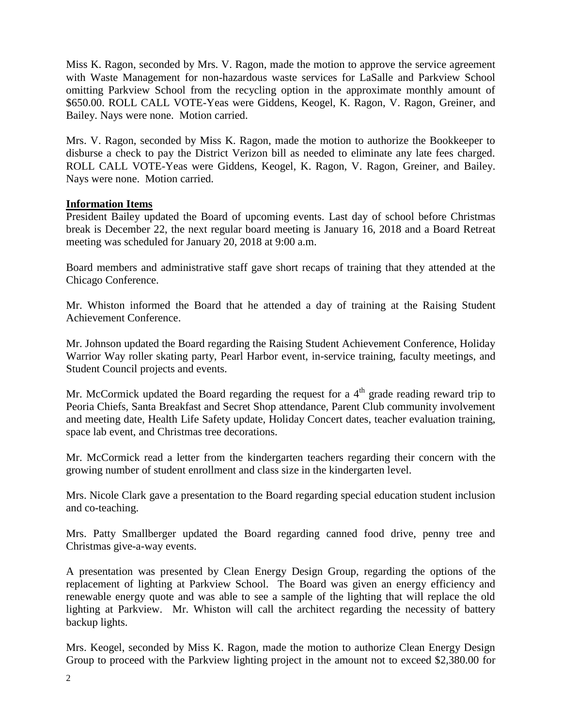Miss K. Ragon, seconded by Mrs. V. Ragon, made the motion to approve the service agreement with Waste Management for non-hazardous waste services for LaSalle and Parkview School omitting Parkview School from the recycling option in the approximate monthly amount of $650.00. ROLL CALL VOTE-Yeas were Giddens, Keogel, K. Ragon, V. Ragon, Greiner, and Bailey. Nays were none. Motion carried.

Mrs. V. Ragon, seconded by Miss K. Ragon, made the motion to authorize the Bookkeeper to disburse a check to pay the District Verizon bill as needed to eliminate any late fees charged. ROLL CALL VOTE-Yeas were Giddens, Keogel, K. Ragon, V. Ragon, Greiner, and Bailey. Nays were none. Motion carried.

**Information Items**

President Bailey updated the Board of upcoming events. Last day of school before Christmas break is December 22, the next regular board meeting is January 16, 2018 and a Board Retreat meeting was scheduled for January 20, 2018 at 9:00 a.m.

Board members and administrative staff gave short recaps of training that they attended at the Chicago Conference.

Mr. Whiston informed the Board that he attended a day of training at the Raising Student Achievement Conference.

Mr. Johnson updated the Board regarding the Raising Student Achievement Conference, Holiday Warrior Way roller skating party, Pearl Harbor event, in-service training, faculty meetings, and Student Council projects and events.

Mr. McCormick updated the Board regarding the request for a 4th grade reading reward trip to Peoria Chiefs, Santa Breakfast and Secret Shop attendance, Parent Club community involvement and meeting date, Health Life Safety update, Holiday Concert dates, teacher evaluation training, space lab event, and Christmas tree decorations.

Mr. McCormick read a letter from the kindergarten teachers regarding their concern with the growing number of student enrollment and class size in the kindergarten level.

Mrs. Nicole Clark gave a presentation to the Board regarding special education student inclusion and co-teaching.

Mrs. Patty Smallberger updated the Board regarding canned food drive, penny tree and Christmas give-a-way events.

A presentation was presented by Clean Energy Design Group, regarding the options of the replacement of lighting at Parkview School. The Board was given an energy efficiency and renewable energy quote and was able to see a sample of the lighting that will replace the old lighting at Parkview. Mr. Whiston will call the architect regarding the necessity of battery backup lights.

Mrs. Keogel, seconded by Miss K. Ragon, made the motion to authorize Clean Energy Design Group to proceed with the Parkview lighting project in the amount not to exceed $2,380.00 for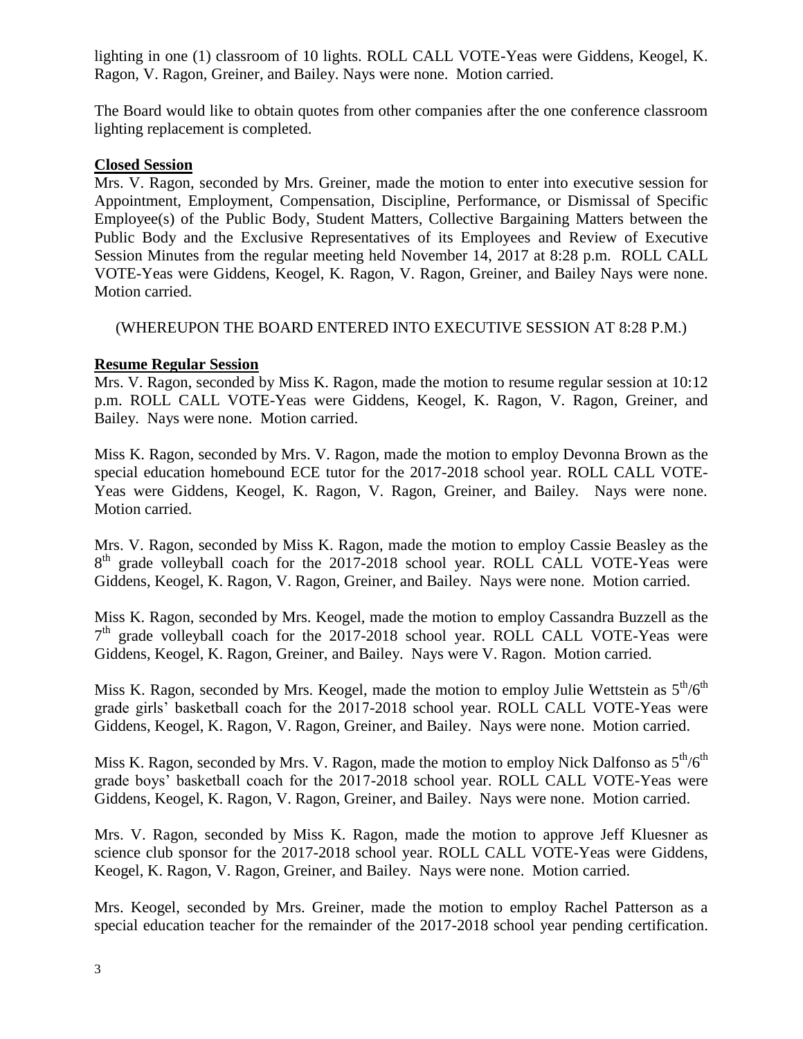lighting in one (1) classroom of 10 lights. ROLL CALL VOTE-Yeas were Giddens, Keogel, K. Ragon, V. Ragon, Greiner, and Bailey. Nays were none. Motion carried.

The Board would like to obtain quotes from other companies after the one conference classroom lighting replacement is completed.

**Closed Session**

Mrs. V. Ragon, seconded by Mrs. Greiner, made the motion to enter into executive session for Appointment, Employment, Compensation, Discipline, Performance, or Dismissal of Specific Employee(s) of the Public Body, Student Matters, Collective Bargaining Matters between the Public Body and the Exclusive Representatives of its Employees and Review of Executive Session Minutes from the regular meeting held November 14, 2017 at 8:28 p.m. ROLL CALL VOTE-Yeas were Giddens, Keogel, K. Ragon, V. Ragon, Greiner, and Bailey Nays were none. Motion carried.

(WHEREUPON THE BOARD ENTERED INTO EXECUTIVE SESSION AT 8:28 P.M.)

**Resume Regular Session**

Mrs. V. Ragon, seconded by Miss K. Ragon, made the motion to resume regular session at 10:12 p.m. ROLL CALL VOTE-Yeas were Giddens, Keogel, K. Ragon, V. Ragon, Greiner, and Bailey. Nays were none. Motion carried.

Miss K. Ragon, seconded by Mrs. V. Ragon, made the motion to employ Devonna Brown as the special education homebound ECE tutor for the 2017-2018 school year. ROLL CALL VOTE-Yeas were Giddens, Keogel, K. Ragon, V. Ragon, Greiner, and Bailey. Nays were none. Motion carried.

Mrs. V. Ragon, seconded by Miss K. Ragon, made the motion to employ Cassie Beasley as the 8th grade volleyball coach for the 2017-2018 school year. ROLL CALL VOTE-Yeas were Giddens, Keogel, K. Ragon, V. Ragon, Greiner, and Bailey. Nays were none. Motion carried.

Miss K. Ragon, seconded by Mrs. Keogel, made the motion to employ Cassandra Buzzell as the 7th grade volleyball coach for the 2017-2018 school year. ROLL CALL VOTE-Yeas were Giddens, Keogel, K. Ragon, Greiner, and Bailey. Nays were V. Ragon. Motion carried.

Miss K. Ragon, seconded by Mrs. Keogel, made the motion to employ Julie Wettstein as 5th/6th grade girls' basketball coach for the 2017-2018 school year. ROLL CALL VOTE-Yeas were Giddens, Keogel, K. Ragon, V. Ragon, Greiner, and Bailey. Nays were none. Motion carried.

Miss K. Ragon, seconded by Mrs. V. Ragon, made the motion to employ Nick Dalfonso as 5th/6th grade boys' basketball coach for the 2017-2018 school year. ROLL CALL VOTE-Yeas were Giddens, Keogel, K. Ragon, V. Ragon, Greiner, and Bailey. Nays were none. Motion carried.

Mrs. V. Ragon, seconded by Miss K. Ragon, made the motion to approve Jeff Kluesner as science club sponsor for the 2017-2018 school year. ROLL CALL VOTE-Yeas were Giddens, Keogel, K. Ragon, V. Ragon, Greiner, and Bailey. Nays were none. Motion carried.

Mrs. Keogel, seconded by Mrs. Greiner, made the motion to employ Rachel Patterson as a special education teacher for the remainder of the 2017-2018 school year pending certification.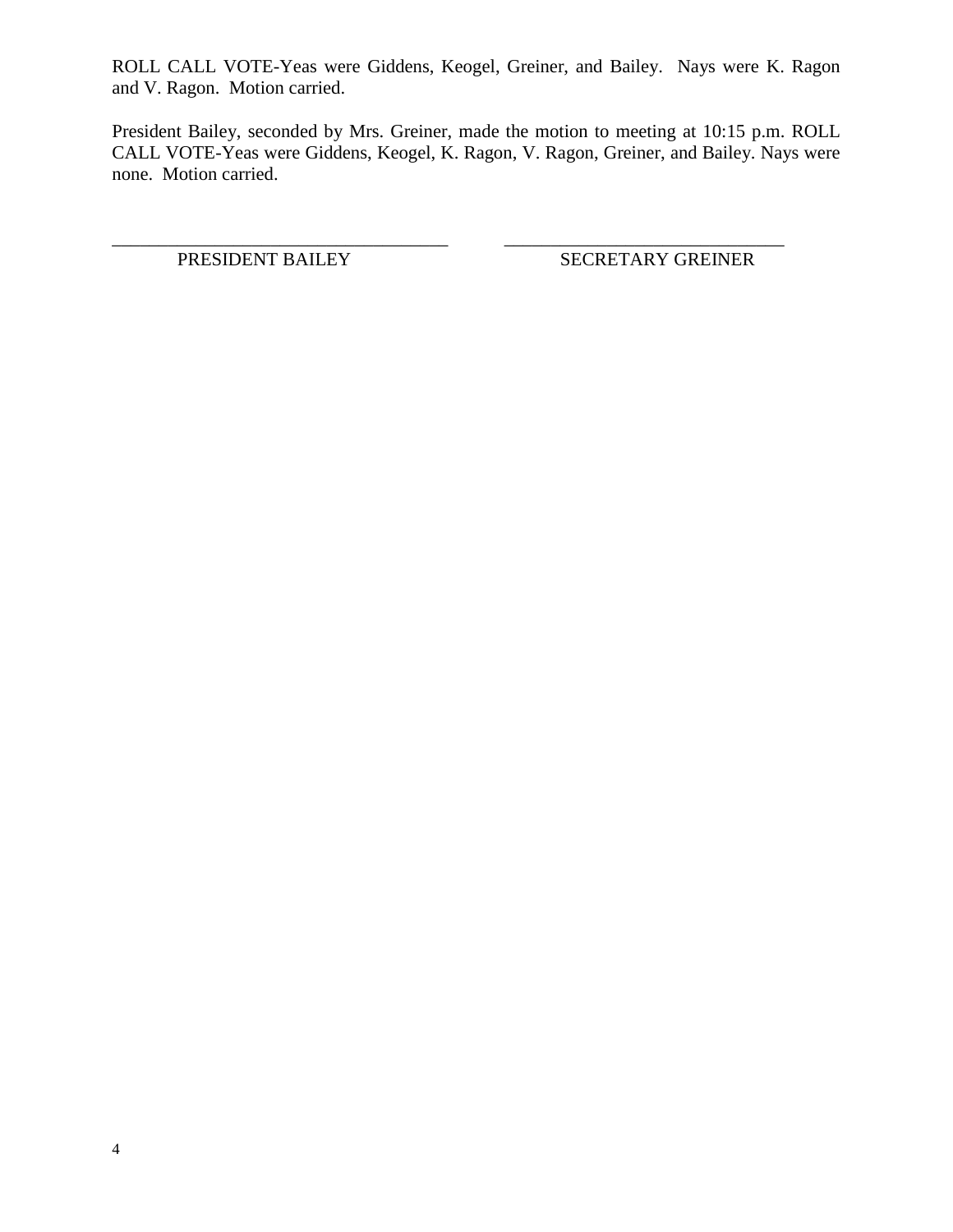ROLL CALL VOTE-Yeas were Giddens, Keogel, Greiner, and Bailey. Nays were K. Ragon and V. Ragon. Motion carried.

President Bailey, seconded by Mrs. Greiner, made the motion to meeting at 10:15 p.m. ROLL CALL VOTE-Yeas were Giddens, Keogel, K. Ragon, V. Ragon, Greiner, and Bailey. Nays were none. Motion carried.

_____________________________________ &nbsp;&nbsp;&nbsp;&nbsp;&nbsp;&nbsp; _______________________________

PRESIDENT BAILEY &nbsp;&nbsp;&nbsp;&nbsp;&nbsp;&nbsp;&nbsp;&nbsp;&nbsp;&nbsp;&nbsp;&nbsp;&nbsp;&nbsp;&nbsp;&nbsp;&nbsp;&nbsp;&nbsp;&nbsp; SECRETARY GREINER